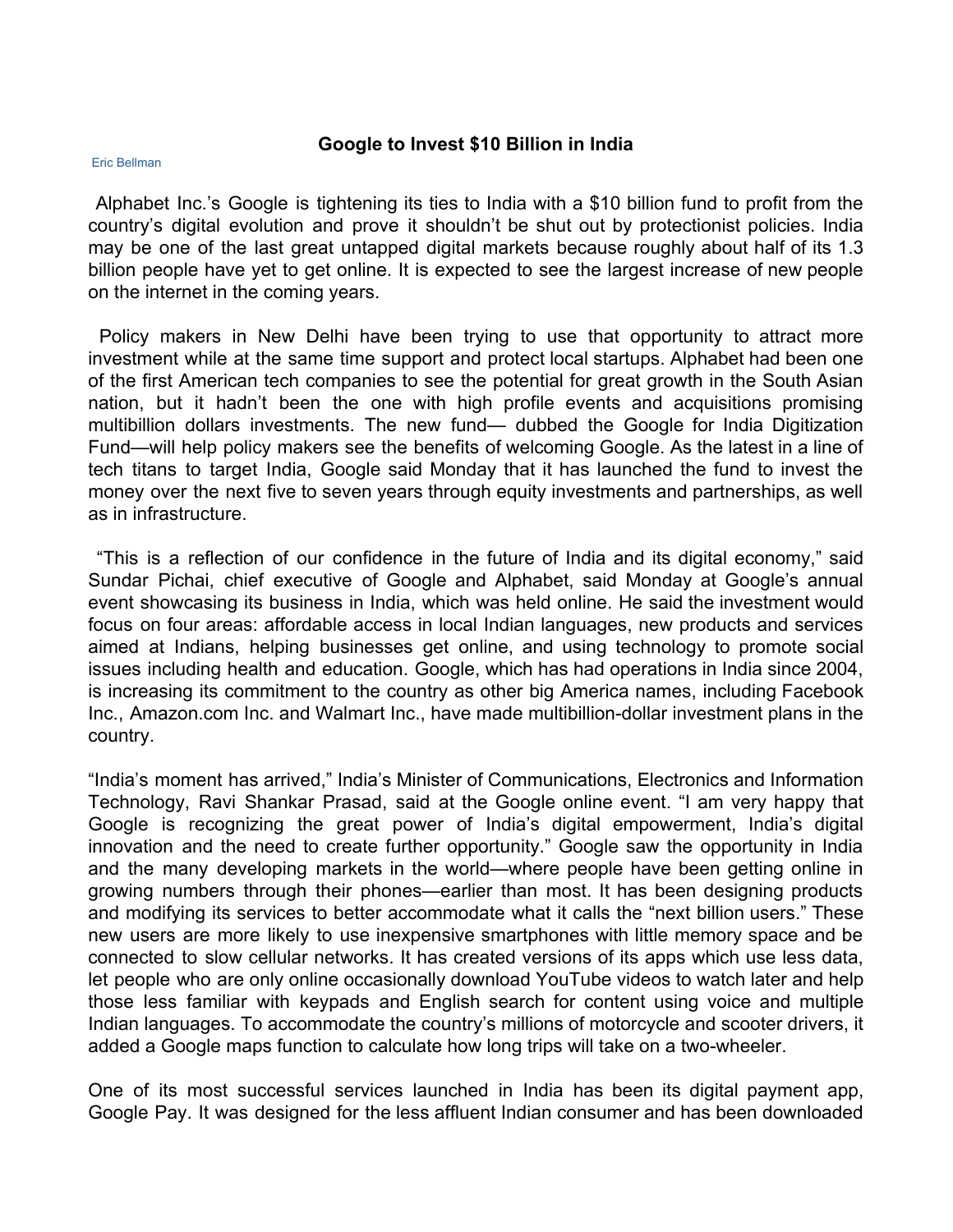# Google to Invest $10 Billion in India

Eric Bellman

Alphabet Inc.'s Google is tightening its ties to India with a $10 billion fund to profit from the country's digital evolution and prove it shouldn't be shut out by protectionist policies. India may be one of the last great untapped digital markets because roughly about half of its 1.3 billion people have yet to get online. It is expected to see the largest increase of new people on the internet in the coming years.

Policy makers in New Delhi have been trying to use that opportunity to attract more investment while at the same time support and protect local startups. Alphabet had been one of the first American tech companies to see the potential for great growth in the South Asian nation, but it hadn't been the one with high profile events and acquisitions promising multibillion dollars investments. The new fund— dubbed the Google for India Digitization Fund—will help policy makers see the benefits of welcoming Google. As the latest in a line of tech titans to target India, Google said Monday that it has launched the fund to invest the money over the next five to seven years through equity investments and partnerships, as well as in infrastructure.

"This is a reflection of our confidence in the future of India and its digital economy," said Sundar Pichai, chief executive of Google and Alphabet, said Monday at Google's annual event showcasing its business in India, which was held online. He said the investment would focus on four areas: affordable access in local Indian languages, new products and services aimed at Indians, helping businesses get online, and using technology to promote social issues including health and education. Google, which has had operations in India since 2004, is increasing its commitment to the country as other big America names, including Facebook Inc., Amazon.com Inc. and Walmart Inc., have made multibillion-dollar investment plans in the country.

"India's moment has arrived," India's Minister of Communications, Electronics and Information Technology, Ravi Shankar Prasad, said at the Google online event. "I am very happy that Google is recognizing the great power of India's digital empowerment, India's digital innovation and the need to create further opportunity." Google saw the opportunity in India and the many developing markets in the world—where people have been getting online in growing numbers through their phones—earlier than most. It has been designing products and modifying its services to better accommodate what it calls the "next billion users." These new users are more likely to use inexpensive smartphones with little memory space and be connected to slow cellular networks. It has created versions of its apps which use less data, let people who are only online occasionally download YouTube videos to watch later and help those less familiar with keypads and English search for content using voice and multiple Indian languages. To accommodate the country's millions of motorcycle and scooter drivers, it added a Google maps function to calculate how long trips will take on a two-wheeler.

One of its most successful services launched in India has been its digital payment app, Google Pay. It was designed for the less affluent Indian consumer and has been downloaded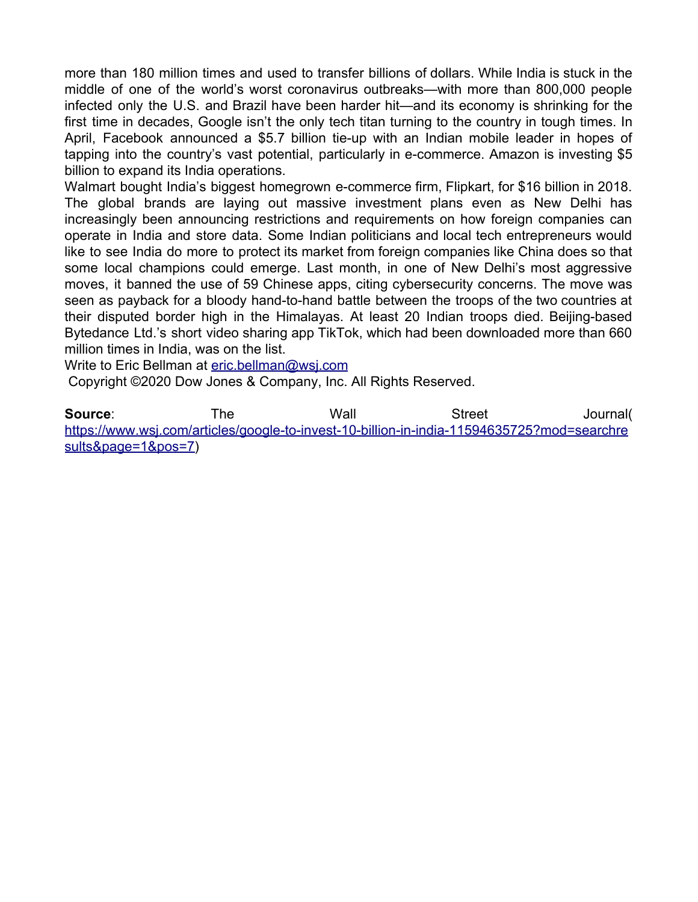more than 180 million times and used to transfer billions of dollars. While India is stuck in the middle of one of the world's worst coronavirus outbreaks—with more than 800,000 people infected only the U.S. and Brazil have been harder hit—and its economy is shrinking for the first time in decades, Google isn't the only tech titan turning to the country in tough times. In April, Facebook announced a $5.7 billion tie-up with an Indian mobile leader in hopes of tapping into the country's vast potential, particularly in e-commerce. Amazon is investing $5 billion to expand its India operations.

Walmart bought India's biggest homegrown e-commerce firm, Flipkart, for $16 billion in 2018. The global brands are laying out massive investment plans even as New Delhi has increasingly been announcing restrictions and requirements on how foreign companies can operate in India and store data. Some Indian politicians and local tech entrepreneurs would like to see India do more to protect its market from foreign companies like China does so that some local champions could emerge. Last month, in one of New Delhi's most aggressive moves, it banned the use of 59 Chinese apps, citing cybersecurity concerns. The move was seen as payback for a bloody hand-to-hand battle between the troops of the two countries at their disputed border high in the Himalayas. At least 20 Indian troops died. Beijing-based Bytedance Ltd.'s short video sharing app TikTok, which had been downloaded more than 660 million times in India, was on the list.

Write to Eric Bellman at eric.bellman@wsj.com

Copyright ©2020 Dow Jones & Company, Inc. All Rights Reserved.

**Source**: The Wall Street Journal( https://www.wsj.com/articles/google-to-invest-10-billion-in-india-11594635725?mod=searchresults&page=1&pos=7)